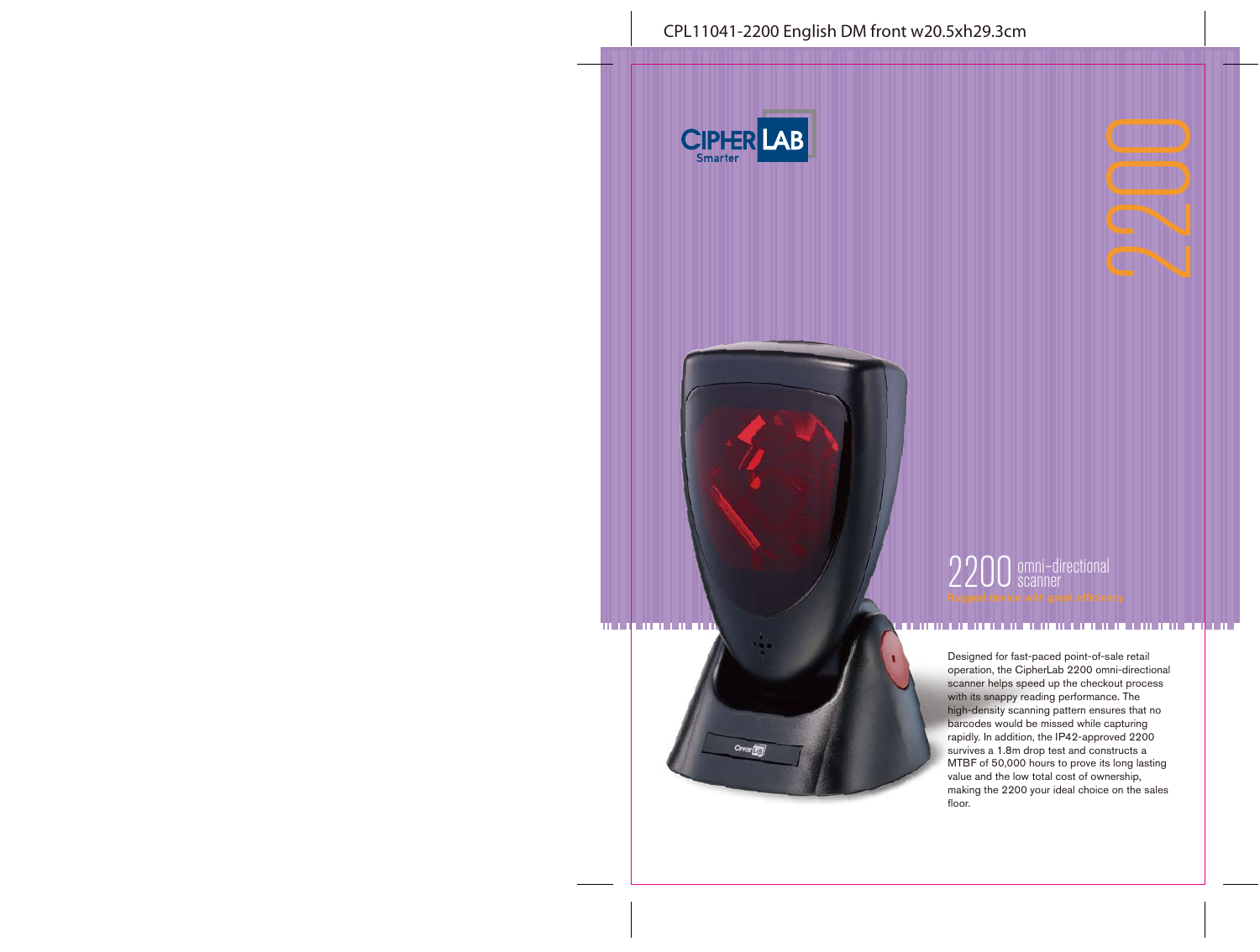# 2200 omni-directional scanner

Rugged device with great efficiency

Designed for fast-paced point-of-sale retail operation, the CipherLab 2200 omni-directional scanner helps speed up the checkout process with its snappy reading performance. The high-density scanning pattern ensures that no barcodes would be missed while capturing rapidly. In addition, the IP42-approved 2200 survives a 1.8m drop test and constructs a MTBF of 50,000 hours to prove its long lasting value and the low total cost of ownership, making the 2200 your ideal choice on the sales floor.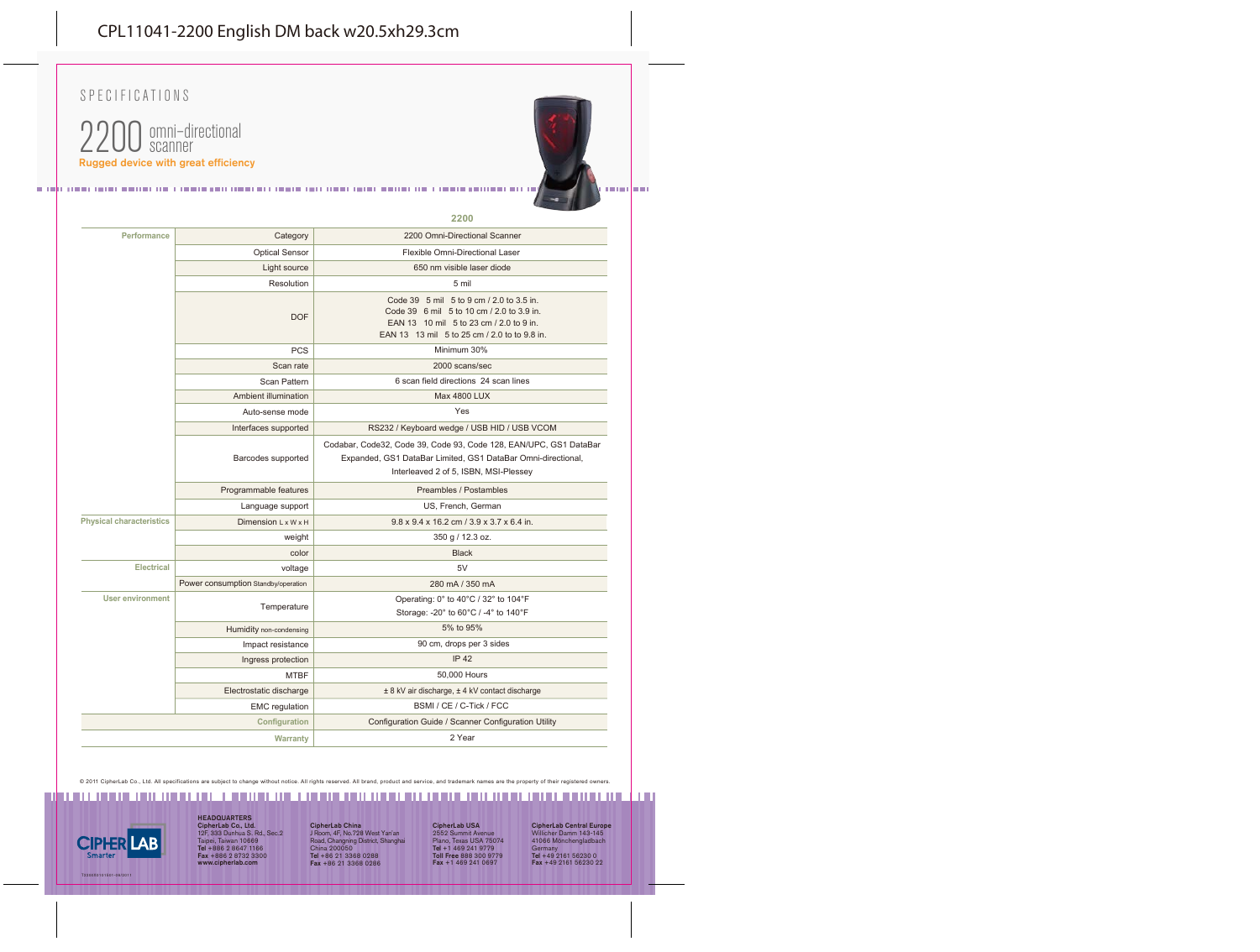# SPECIFICATIONS

## 2200 omni-directional scanner

**Rugged device with great efficiency**

| | | 2200 |
|---|---|---|
| Performance | Category | 2200 Omni-Directional Scanner |
| | Optical Sensor | Flexible Omni-Directional Laser |
| | Light source | 650 nm visible laser diode |
| | Resolution | 5 mil |
| | DOF | Code 39 5 mil 5 to 9 cm / 2.0 to 3.5 in.<br>Code 39 6 mil 5 to 10 cm / 2.0 to 3.9 in.<br>EAN 13 10 mil 5 to 23 cm / 2.0 to 9 in.<br>EAN 13 13 mil 5 to 25 cm / 2.0 to to 9.8 in. |
| | PCS | Minimum 30% |
| | Scan rate | 2000 scans/sec |
| | Scan Pattern | 6 scan field directions 24 scan lines |
| | Ambient illumination | Max 4800 LUX |
| | Auto-sense mode | Yes |
| | Interfaces supported | RS232 / Keyboard wedge / USB HID / USB VCOM |
| | Barcodes supported | Codabar, Code32, Code 39, Code 93, Code 128, EAN/UPC, GS1 DataBar Expanded, GS1 DataBar Limited, GS1 DataBar Omni-directional, Interleaved 2 of 5, ISBN, MSI-Plessey |
| | Programmable features | Preambles / Postambles |
| | Language support | US, French, German |
| Physical characteristics | Dimension L x W x H | 9.8 x 9.4 x 16.2 cm / 3.9 x 3.7 x 6.4 in. |
| | weight | 350 g / 12.3 oz. |
| | color | Black |
| Electrical | voltage | 5V |
| | Power consumption Standby/operation | 280 mA / 350 mA |
| User environment | Temperature | Operating: 0° to 40°C / 32° to 104°F<br>Storage: -20° to 60°C / -4° to 140°F |
| | Humidity non-condensing | 5% to 95% |
| | Impact resistance | 90 cm, drops per 3 sides |
| | Ingress protection | IP 42 |
| | MTBF | 50,000 Hours |
| | Electrostatic discharge | ± 8 kV air discharge, ± 4 kV contact discharge |
| | EMC regulation | BSMI / CE / C-Tick / FCC |
| Configuration | | Configuration Guide / Scanner Configuration Utility |
| Warranty | | 2 Year |

© 2011 CipherLab Co., Ltd. All specifications are subject to change without notice. All rights reserved. All brand, product and service, and trademark names are the property of their registered owners.

CIPHERLAB Smarter

**HEADQUARTERS**
**CipherLab Co., Ltd.**
12F, 333 Dunhua S. Rd., Sec.2
Taipei, Taiwan 10669
**Tel** +886 2 8647 1166
**Fax** +886 2 8732 3300
**www.cipherlab.com**

**CipherLab China**
J Room, 4F, No.728 West Yan'an
Road, Changning District, Shanghai
China 200050
**Tel** +86 21 3368 0288
**Fax** +86 21 3368 0286

**CipherLab USA**
2552 Summit Avenue
Plano, Texas USA 75074
**Tel** +1 469 241 9779
**Toll Free** 888 300 9779
**Fax** +1 469 241 0697

**CipherLab Central Europe**
Willicher Damm 143-145
41066 Mönchengladbach
Germany
**Tel** +49 2161 56230 0
**Fax** +49 2161 56230 22